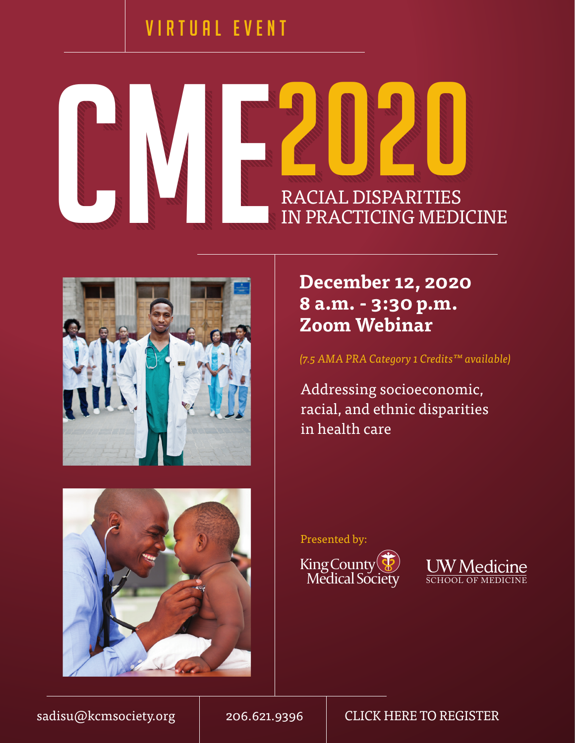VIRTUAL EVENT

# CME 2020

## RACIAL DISPARITIES IN PRACTICING MEDICINE

**December 12, 2020**
**8 a.m. - 3:30 p.m.**
**Zoom Webinar**

*(7.5 AMA PRA Category 1 Credits™ available)*

Addressing socioeconomic, racial, and ethnic disparities in health care

Presented by:

King County Medical Society

UW Medicine SCHOOL OF MEDICINE

sadisu@kcmsociety.org | 206.621.9396 | CLICK HERE TO REGISTER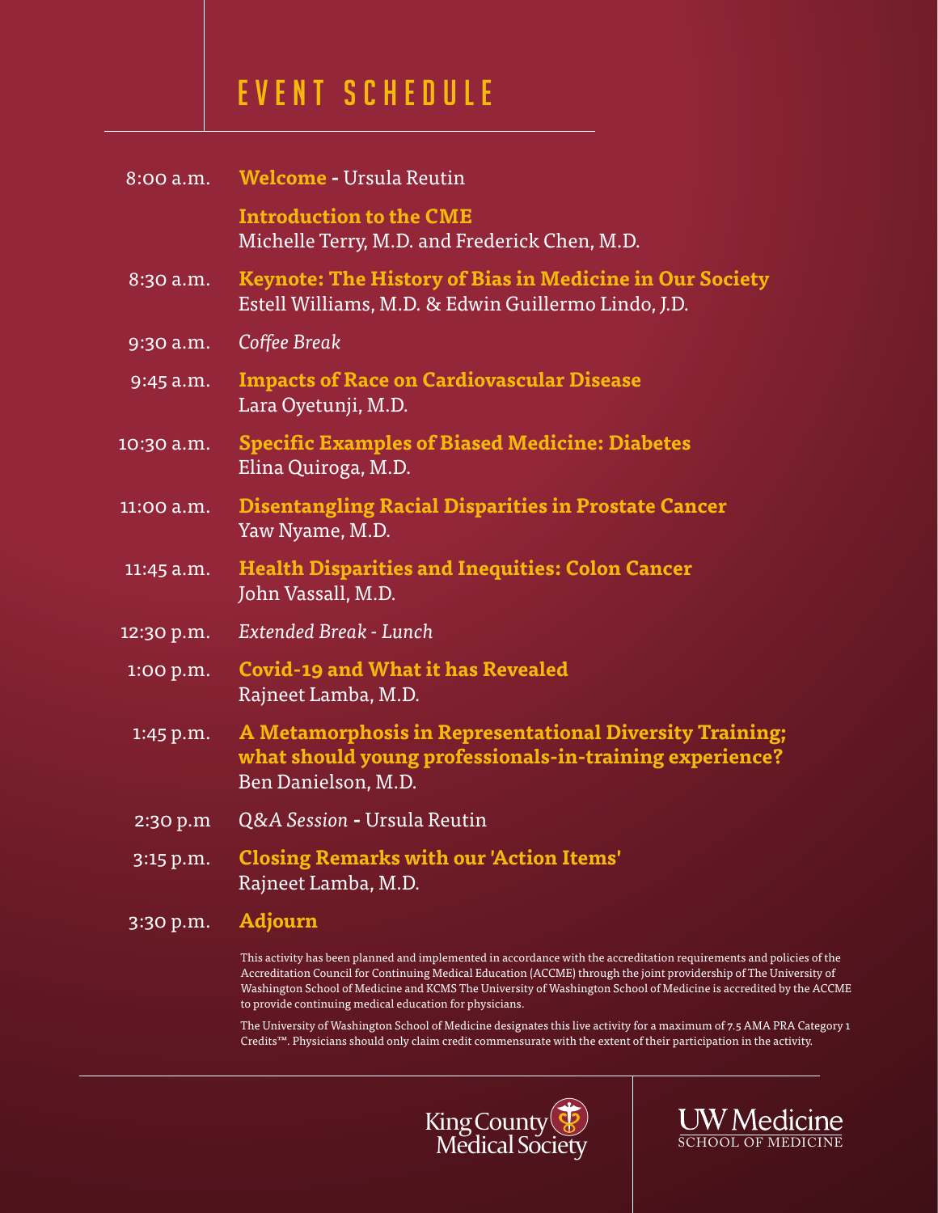# EVENT SCHEDULE

| | |
|---|---|
| 8:00 a.m. | **Welcome** - Ursula Reutin |
| | **Introduction to the CME**<br>Michelle Terry, M.D. and Frederick Chen, M.D. |
| 8:30 a.m. | **Keynote: The History of Bias in Medicine in Our Society**<br>Estell Williams, M.D. & Edwin Guillermo Lindo, J.D. |
| 9:30 a.m. | *Coffee Break* |
| 9:45 a.m. | **Impacts of Race on Cardiovascular Disease**<br>Lara Oyetunji, M.D. |
| 10:30 a.m. | **Specific Examples of Biased Medicine: Diabetes**<br>Elina Quiroga, M.D. |
| 11:00 a.m. | **Disentangling Racial Disparities in Prostate Cancer**<br>Yaw Nyame, M.D. |
| 11:45 a.m. | **Health Disparities and Inequities: Colon Cancer**<br>John Vassall, M.D. |
| 12:30 p.m. | *Extended Break - Lunch* |
| 1:00 p.m. | **Covid-19 and What it has Revealed**<br>Rajneet Lamba, M.D. |
| 1:45 p.m. | **A Metamorphosis in Representational Diversity Training; what should young professionals-in-training experience?**<br>Ben Danielson, M.D. |
| 2:30 p.m | *Q&A Session* - Ursula Reutin |
| 3:15 p.m. | **Closing Remarks with our 'Action Items'**<br>Rajneet Lamba, M.D. |
| 3:30 p.m. | **Adjourn** |

This activity has been planned and implemented in accordance with the accreditation requirements and policies of the Accreditation Council for Continuing Medical Education (ACCME) through the joint providership of The University of Washington School of Medicine and KCMS The University of Washington School of Medicine is accredited by the ACCME to provide continuing medical education for physicians.

The University of Washington School of Medicine designates this live activity for a maximum of 7.5 AMA PRA Category 1 Credits™. Physicians should only claim credit commensurate with the extent of their participation in the activity.

King County Medical Society

UW Medicine
SCHOOL OF MEDICINE